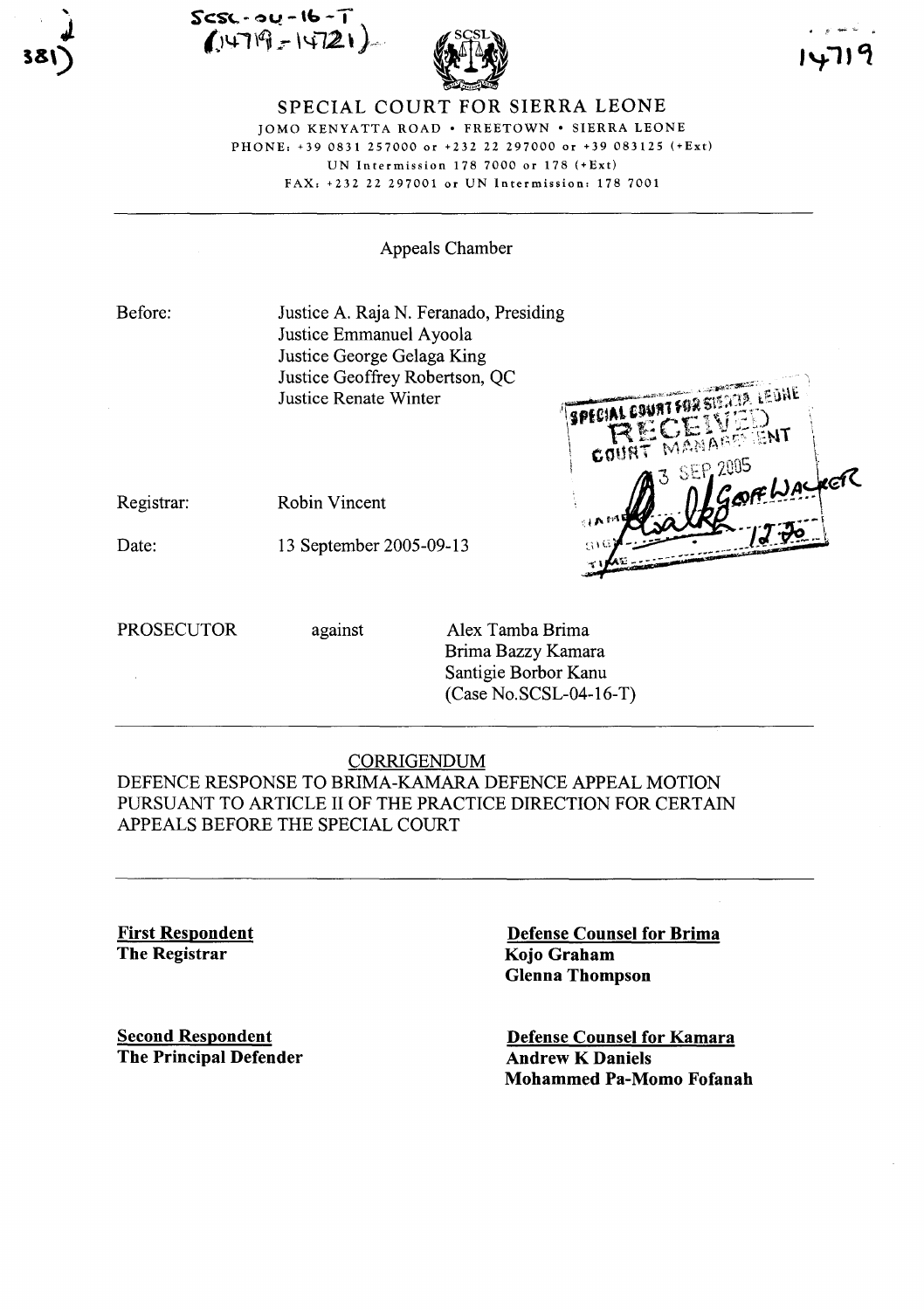SCSL-04-16-T
(14719-14721)

# SPECIAL COURT FOR SIERRA LEONE

JOMO KENYATTA ROAD • FREETOWN • SIERRA LEONE
PHONE: +39 0831 257000 or +232 22 297000 or +39 083125 (+Ext)
UN Intermission 178 7000 or 178 (+Ext)
FAX: +232 22 297001 or UN Intermission: 178 7001

---

Appeals Chamber

Before:

Justice A. Raja N. Feranado, Presiding
Justice Emmanuel Ayoola
Justice George Gelaga King
Justice Geoffrey Robertson, QC
Justice Renate Winter

SPECIAL COURT FOR SIERRA LEONE
RECEIVED
COURT MANAGEMENT
13 SEP 2005
NAME GEOFF WALKER
SIGN
TIME 12:30

Registrar: Robin Vincent

Date: 13 September 2005-09-13

---

PROSECUTOR against Alex Tamba Brima
Brima Bazzy Kamara
Santigie Borbor Kanu
(Case No.SCSL-04-16-T)

---

CORRIGENDUM

DEFENCE RESPONSE TO BRIMA-KAMARA DEFENCE APPEAL MOTION PURSUANT TO ARTICLE II OF THE PRACTICE DIRECTION FOR CERTAIN APPEALS BEFORE THE SPECIAL COURT

---

**First Respondent**
**The Registrar**

**Second Respondent**
**The Principal Defender**

**Defense Counsel for Brima**
**Kojo Graham**
**Glenna Thompson**

**Defense Counsel for Kamara**
**Andrew K Daniels**
**Mohammed Pa-Momo Fofanah**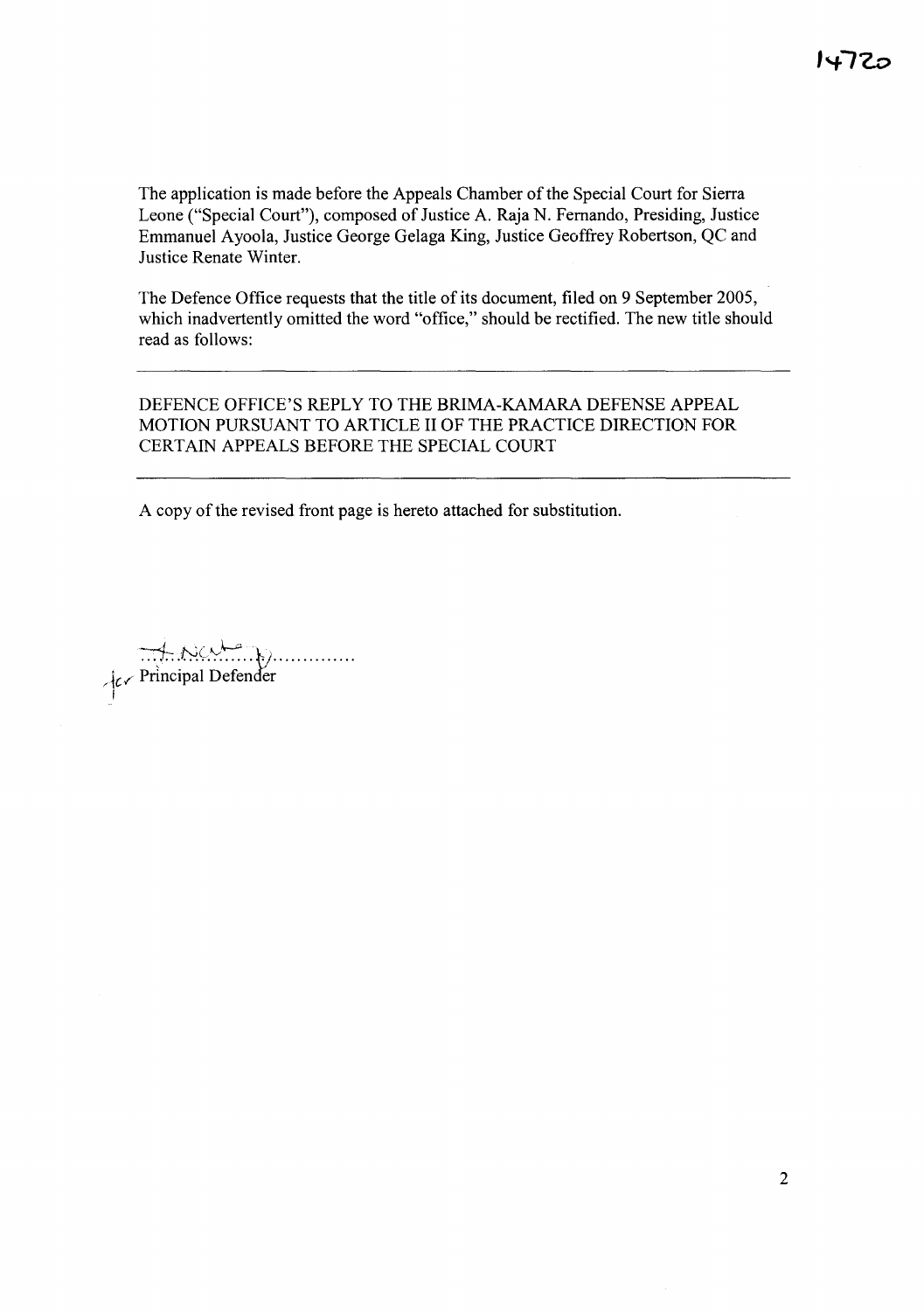The application is made before the Appeals Chamber of the Special Court for Sierra Leone ("Special Court"), composed of Justice A. Raja N. Fernando, Presiding, Justice Emmanuel Ayoola, Justice George Gelaga King, Justice Geoffrey Robertson, QC and Justice Renate Winter.

The Defence Office requests that the title of its document, filed on 9 September 2005, which inadvertently omitted the word "office," should be rectified. The new title should read as follows:

---

DEFENCE OFFICE'S REPLY TO THE BRIMA-KAMARA DEFENSE APPEAL MOTION PURSUANT TO ARTICLE II OF THE PRACTICE DIRECTION FOR CERTAIN APPEALS BEFORE THE SPECIAL COURT

---

A copy of the revised front page is hereto attached for substitution.

..............................

for Principal Defender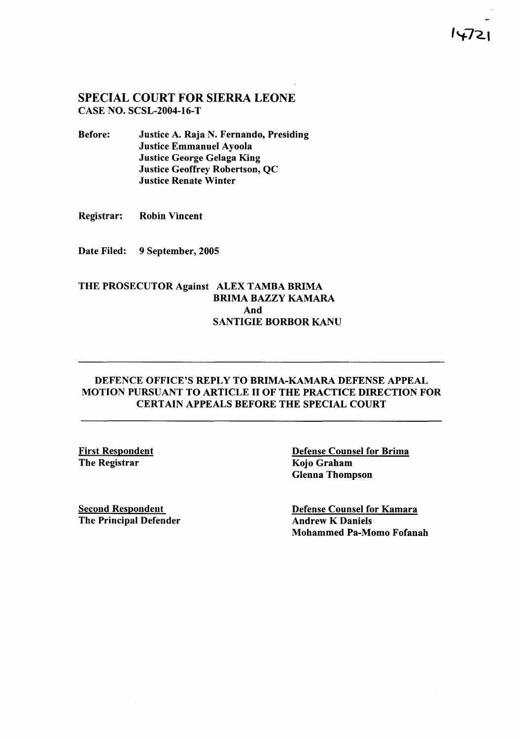14721

# SPECIAL COURT FOR SIERRA LEONE
**CASE NO. SCSL-2004-16-T**

**Before:** **Justice A. Raja N. Fernando, Presiding**
**Justice Emmanuel Ayoola**
**Justice George Gelaga King**
**Justice Geoffrey Robertson, QC**
**Justice Renate Winter**

**Registrar:** **Robin Vincent**

**Date Filed:** **9 September, 2005**

**THE PROSECUTOR Against ALEX TAMBA BRIMA**
**BRIMA BAZZY KAMARA**
**And**
**SANTIGIE BORBOR KANU**

---

**DEFENCE OFFICE'S REPLY TO BRIMA-KAMARA DEFENSE APPEAL MOTION PURSUANT TO ARTICLE II OF THE PRACTICE DIRECTION FOR CERTAIN APPEALS BEFORE THE SPECIAL COURT**

---

**First Respondent**
**The Registrar**

**Defense Counsel for Brima**
**Kojo Graham**
**Glenna Thompson**

**Second Respondent**
**The Principal Defender**

**Defense Counsel for Kamara**
**Andrew K Daniels**
**Mohammed Pa-Momo Fofanah**